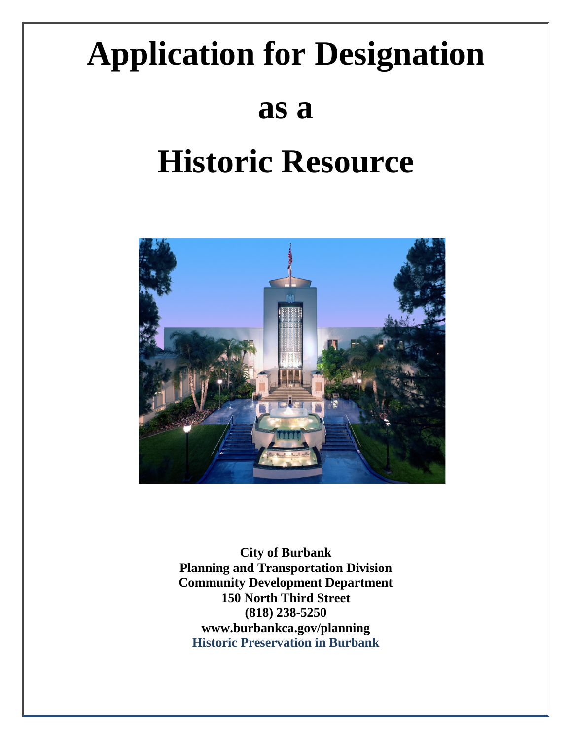# Application for Designation

# as a

# Historic Resource

**City of Burbank**
**Planning and Transportation Division**
**Community Development Department**
**150 North Third Street**
**(818) 238-5250**
**www.burbankca.gov/planning**
**Historic Preservation in Burbank**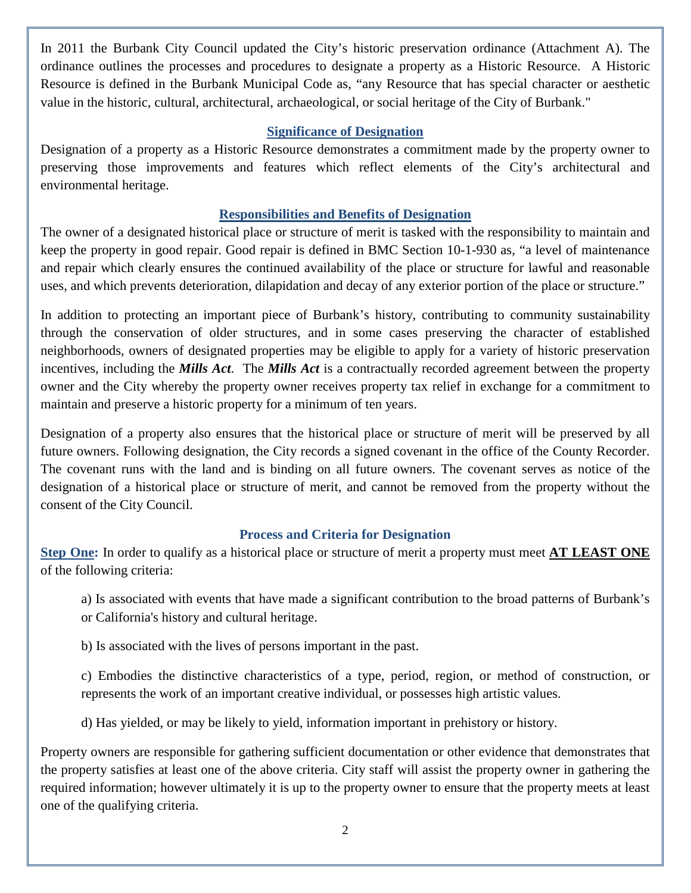In 2011 the Burbank City Council updated the City's historic preservation ordinance (Attachment A). The ordinance outlines the processes and procedures to designate a property as a Historic Resource. A Historic Resource is defined in the Burbank Municipal Code as, "any Resource that has special character or aesthetic value in the historic, cultural, architectural, archaeological, or social heritage of the City of Burbank."

## Significance of Designation

Designation of a property as a Historic Resource demonstrates a commitment made by the property owner to preserving those improvements and features which reflect elements of the City's architectural and environmental heritage.

## Responsibilities and Benefits of Designation

The owner of a designated historical place or structure of merit is tasked with the responsibility to maintain and keep the property in good repair. Good repair is defined in BMC Section 10-1-930 as, "a level of maintenance and repair which clearly ensures the continued availability of the place or structure for lawful and reasonable uses, and which prevents deterioration, dilapidation and decay of any exterior portion of the place or structure."

In addition to protecting an important piece of Burbank's history, contributing to community sustainability through the conservation of older structures, and in some cases preserving the character of established neighborhoods, owners of designated properties may be eligible to apply for a variety of historic preservation incentives, including the ***Mills Act***. The ***Mills Act*** is a contractually recorded agreement between the property owner and the City whereby the property owner receives property tax relief in exchange for a commitment to maintain and preserve a historic property for a minimum of ten years.

Designation of a property also ensures that the historical place or structure of merit will be preserved by all future owners. Following designation, the City records a signed covenant in the office of the County Recorder. The covenant runs with the land and is binding on all future owners. The covenant serves as notice of the designation of a historical place or structure of merit, and cannot be removed from the property without the consent of the City Council.

## Process and Criteria for Designation

**Step One:** In order to qualify as a historical place or structure of merit a property must meet **AT LEAST ONE** of the following criteria:

a) Is associated with events that have made a significant contribution to the broad patterns of Burbank's or California's history and cultural heritage.

b) Is associated with the lives of persons important in the past.

c) Embodies the distinctive characteristics of a type, period, region, or method of construction, or represents the work of an important creative individual, or possesses high artistic values.

d) Has yielded, or may be likely to yield, information important in prehistory or history.

Property owners are responsible for gathering sufficient documentation or other evidence that demonstrates that the property satisfies at least one of the above criteria. City staff will assist the property owner in gathering the required information; however ultimately it is up to the property owner to ensure that the property meets at least one of the qualifying criteria.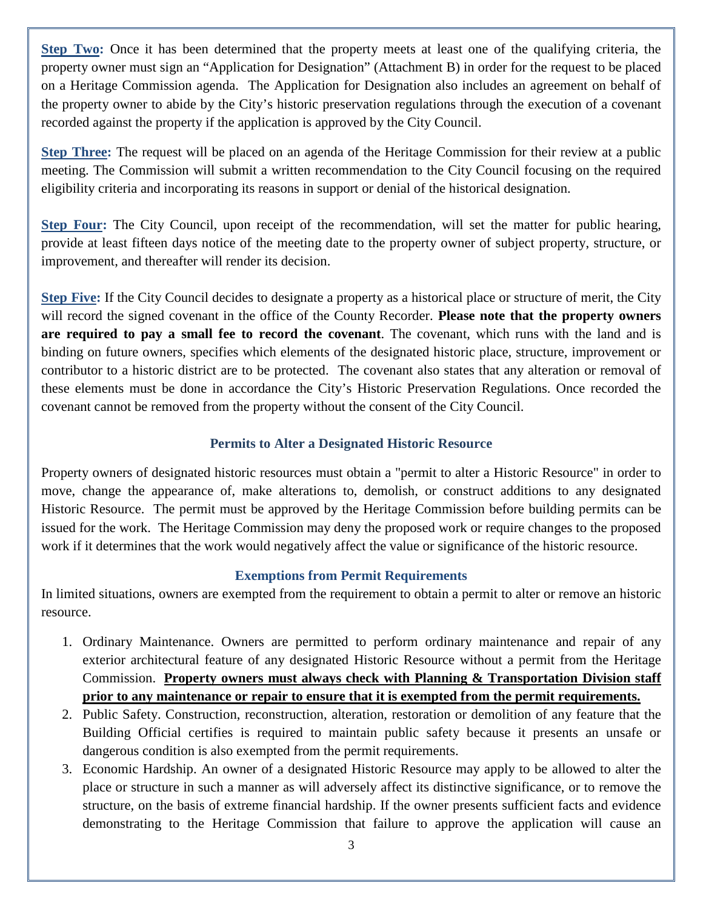**Step Two:** Once it has been determined that the property meets at least one of the qualifying criteria, the property owner must sign an "Application for Designation" (Attachment B) in order for the request to be placed on a Heritage Commission agenda. The Application for Designation also includes an agreement on behalf of the property owner to abide by the City's historic preservation regulations through the execution of a covenant recorded against the property if the application is approved by the City Council.

**Step Three:** The request will be placed on an agenda of the Heritage Commission for their review at a public meeting. The Commission will submit a written recommendation to the City Council focusing on the required eligibility criteria and incorporating its reasons in support or denial of the historical designation.

**Step Four:** The City Council, upon receipt of the recommendation, will set the matter for public hearing, provide at least fifteen days notice of the meeting date to the property owner of subject property, structure, or improvement, and thereafter will render its decision.

**Step Five:** If the City Council decides to designate a property as a historical place or structure of merit, the City will record the signed covenant in the office of the County Recorder. **Please note that the property owners are required to pay a small fee to record the covenant**. The covenant, which runs with the land and is binding on future owners, specifies which elements of the designated historic place, structure, improvement or contributor to a historic district are to be protected. The covenant also states that any alteration or removal of these elements must be done in accordance the City's Historic Preservation Regulations. Once recorded the covenant cannot be removed from the property without the consent of the City Council.

### Permits to Alter a Designated Historic Resource

Property owners of designated historic resources must obtain a "permit to alter a Historic Resource" in order to move, change the appearance of, make alterations to, demolish, or construct additions to any designated Historic Resource. The permit must be approved by the Heritage Commission before building permits can be issued for the work. The Heritage Commission may deny the proposed work or require changes to the proposed work if it determines that the work would negatively affect the value or significance of the historic resource.

### Exemptions from Permit Requirements

In limited situations, owners are exempted from the requirement to obtain a permit to alter or remove an historic resource.

1. Ordinary Maintenance. Owners are permitted to perform ordinary maintenance and repair of any exterior architectural feature of any designated Historic Resource without a permit from the Heritage Commission. **Property owners must always check with Planning & Transportation Division staff prior to any maintenance or repair to ensure that it is exempted from the permit requirements.**
2. Public Safety. Construction, reconstruction, alteration, restoration or demolition of any feature that the Building Official certifies is required to maintain public safety because it presents an unsafe or dangerous condition is also exempted from the permit requirements.
3. Economic Hardship. An owner of a designated Historic Resource may apply to be allowed to alter the place or structure in such a manner as will adversely affect its distinctive significance, or to remove the structure, on the basis of extreme financial hardship. If the owner presents sufficient facts and evidence demonstrating to the Heritage Commission that failure to approve the application will cause an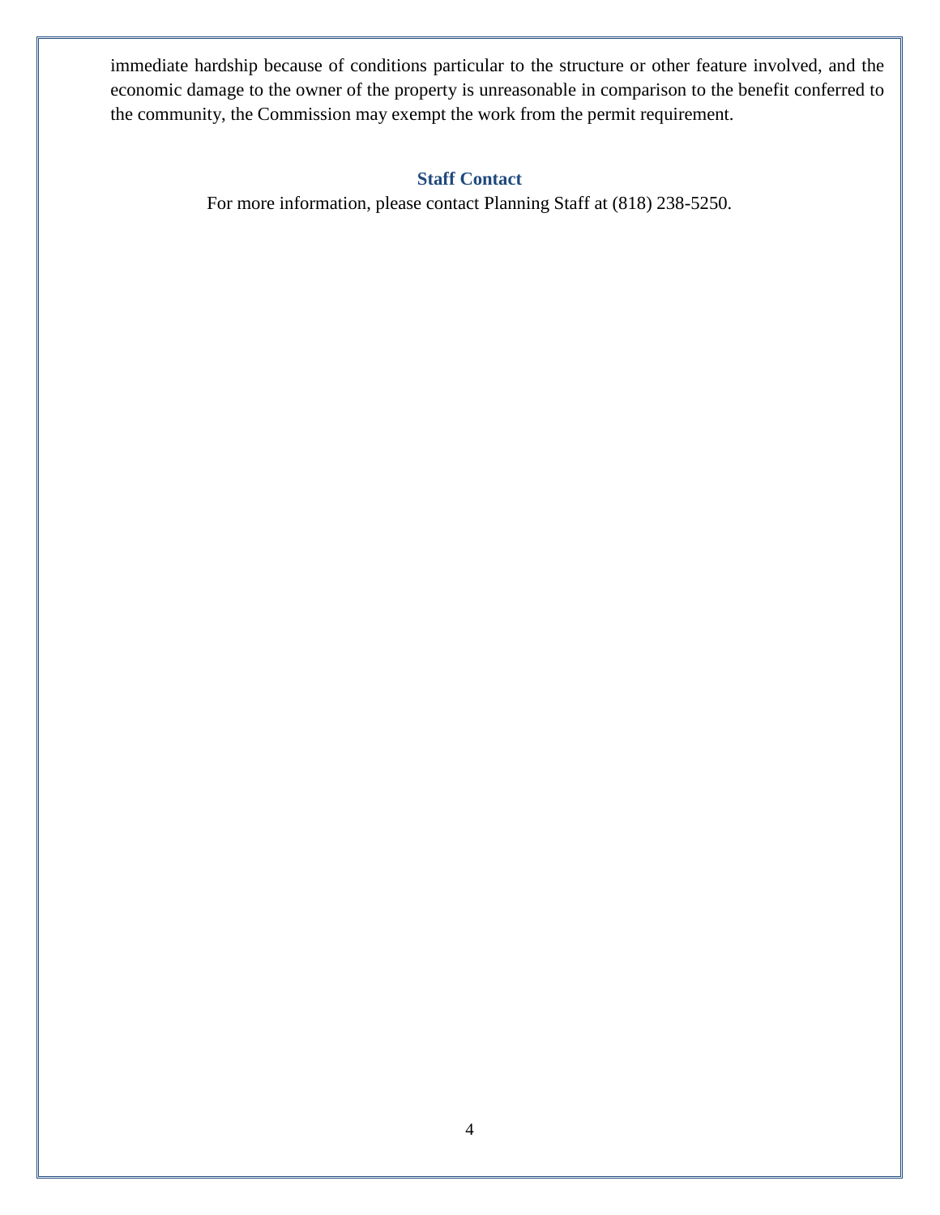immediate hardship because of conditions particular to the structure or other feature involved, and the economic damage to the owner of the property is unreasonable in comparison to the benefit conferred to the community, the Commission may exempt the work from the permit requirement.

**Staff Contact**

For more information, please contact Planning Staff at (818) 238-5250.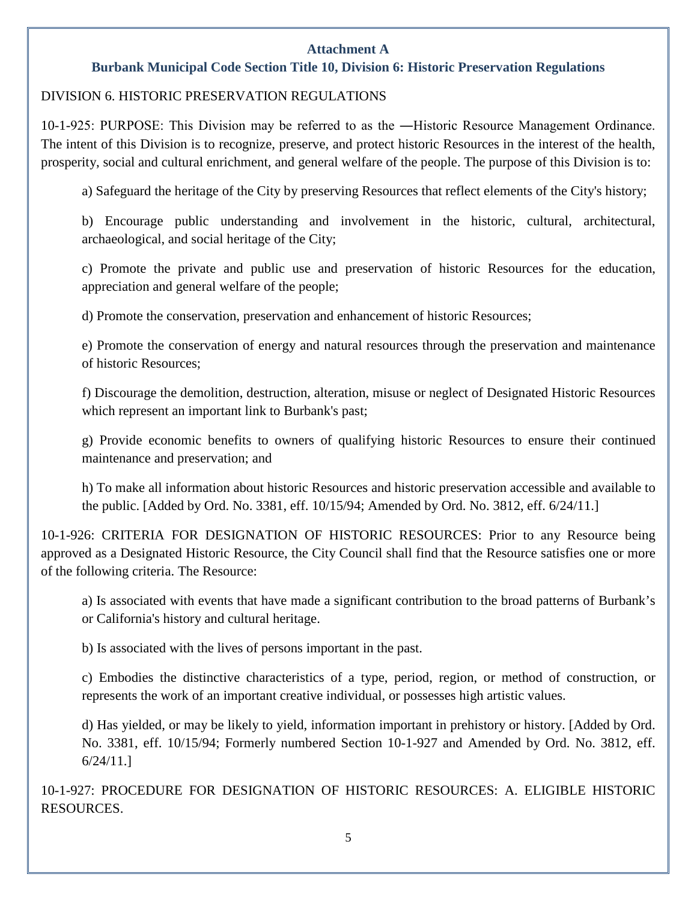**Attachment A**

**Burbank Municipal Code Section Title 10, Division 6: Historic Preservation Regulations**

DIVISION 6. HISTORIC PRESERVATION REGULATIONS

10-1-925: PURPOSE: This Division may be referred to as the ―Historic Resource Management Ordinance. The intent of this Division is to recognize, preserve, and protect historic Resources in the interest of the health, prosperity, social and cultural enrichment, and general welfare of the people. The purpose of this Division is to:

a) Safeguard the heritage of the City by preserving Resources that reflect elements of the City's history;

b) Encourage public understanding and involvement in the historic, cultural, architectural, archaeological, and social heritage of the City;

c) Promote the private and public use and preservation of historic Resources for the education, appreciation and general welfare of the people;

d) Promote the conservation, preservation and enhancement of historic Resources;

e) Promote the conservation of energy and natural resources through the preservation and maintenance of historic Resources;

f) Discourage the demolition, destruction, alteration, misuse or neglect of Designated Historic Resources which represent an important link to Burbank's past;

g) Provide economic benefits to owners of qualifying historic Resources to ensure their continued maintenance and preservation; and

h) To make all information about historic Resources and historic preservation accessible and available to the public. [Added by Ord. No. 3381, eff. 10/15/94; Amended by Ord. No. 3812, eff. 6/24/11.]

10-1-926: CRITERIA FOR DESIGNATION OF HISTORIC RESOURCES: Prior to any Resource being approved as a Designated Historic Resource, the City Council shall find that the Resource satisfies one or more of the following criteria. The Resource:

a) Is associated with events that have made a significant contribution to the broad patterns of Burbank's or California's history and cultural heritage.

b) Is associated with the lives of persons important in the past.

c) Embodies the distinctive characteristics of a type, period, region, or method of construction, or represents the work of an important creative individual, or possesses high artistic values.

d) Has yielded, or may be likely to yield, information important in prehistory or history. [Added by Ord. No. 3381, eff. 10/15/94; Formerly numbered Section 10-1-927 and Amended by Ord. No. 3812, eff. 6/24/11.]

10-1-927: PROCEDURE FOR DESIGNATION OF HISTORIC RESOURCES: A. ELIGIBLE HISTORIC RESOURCES.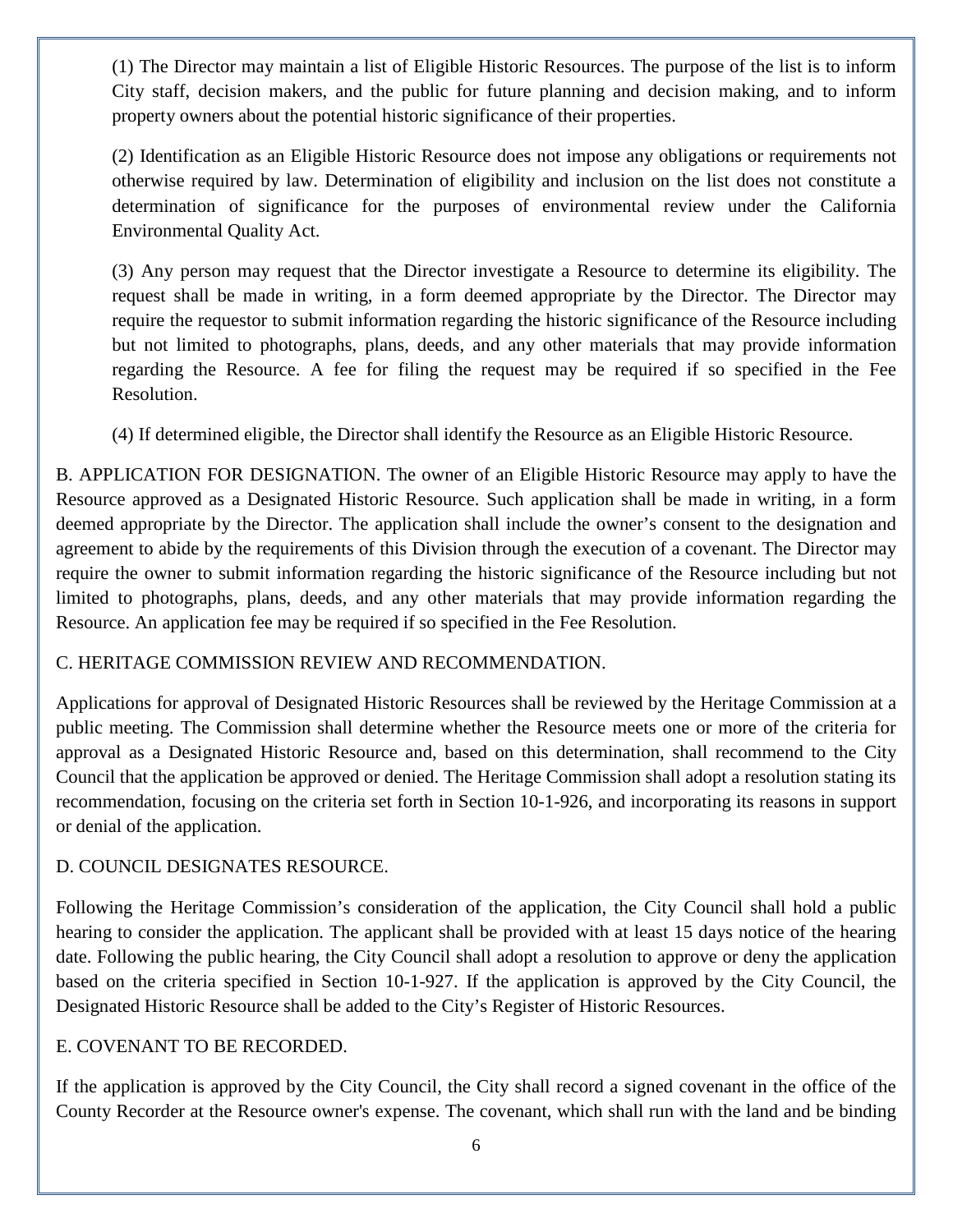(1) The Director may maintain a list of Eligible Historic Resources. The purpose of the list is to inform City staff, decision makers, and the public for future planning and decision making, and to inform property owners about the potential historic significance of their properties.

(2) Identification as an Eligible Historic Resource does not impose any obligations or requirements not otherwise required by law. Determination of eligibility and inclusion on the list does not constitute a determination of significance for the purposes of environmental review under the California Environmental Quality Act.

(3) Any person may request that the Director investigate a Resource to determine its eligibility. The request shall be made in writing, in a form deemed appropriate by the Director. The Director may require the requestor to submit information regarding the historic significance of the Resource including but not limited to photographs, plans, deeds, and any other materials that may provide information regarding the Resource. A fee for filing the request may be required if so specified in the Fee Resolution.

(4) If determined eligible, the Director shall identify the Resource as an Eligible Historic Resource.

B. APPLICATION FOR DESIGNATION. The owner of an Eligible Historic Resource may apply to have the Resource approved as a Designated Historic Resource. Such application shall be made in writing, in a form deemed appropriate by the Director. The application shall include the owner's consent to the designation and agreement to abide by the requirements of this Division through the execution of a covenant. The Director may require the owner to submit information regarding the historic significance of the Resource including but not limited to photographs, plans, deeds, and any other materials that may provide information regarding the Resource. An application fee may be required if so specified in the Fee Resolution.

C. HERITAGE COMMISSION REVIEW AND RECOMMENDATION.

Applications for approval of Designated Historic Resources shall be reviewed by the Heritage Commission at a public meeting. The Commission shall determine whether the Resource meets one or more of the criteria for approval as a Designated Historic Resource and, based on this determination, shall recommend to the City Council that the application be approved or denied. The Heritage Commission shall adopt a resolution stating its recommendation, focusing on the criteria set forth in Section 10-1-926, and incorporating its reasons in support or denial of the application.

D. COUNCIL DESIGNATES RESOURCE.

Following the Heritage Commission's consideration of the application, the City Council shall hold a public hearing to consider the application. The applicant shall be provided with at least 15 days notice of the hearing date. Following the public hearing, the City Council shall adopt a resolution to approve or deny the application based on the criteria specified in Section 10-1-927. If the application is approved by the City Council, the Designated Historic Resource shall be added to the City's Register of Historic Resources.

E. COVENANT TO BE RECORDED.

If the application is approved by the City Council, the City shall record a signed covenant in the office of the County Recorder at the Resource owner's expense. The covenant, which shall run with the land and be binding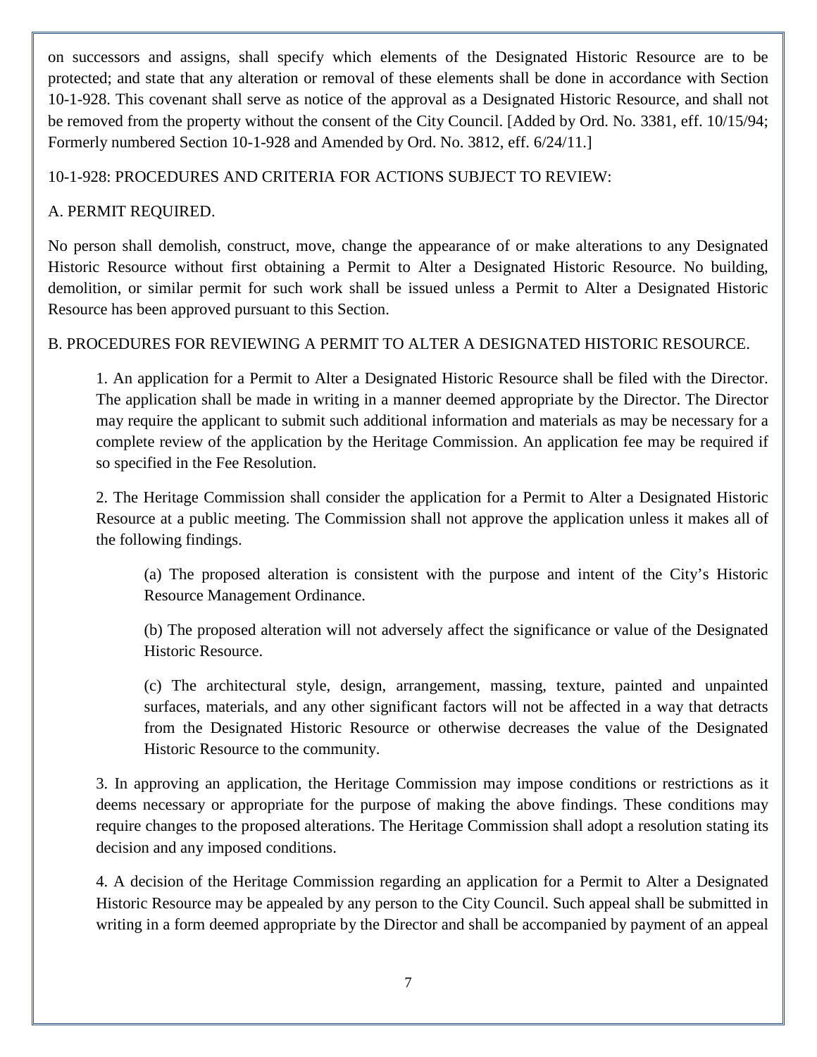on successors and assigns, shall specify which elements of the Designated Historic Resource are to be protected; and state that any alteration or removal of these elements shall be done in accordance with Section 10-1-928. This covenant shall serve as notice of the approval as a Designated Historic Resource, and shall not be removed from the property without the consent of the City Council. [Added by Ord. No. 3381, eff. 10/15/94; Formerly numbered Section 10-1-928 and Amended by Ord. No. 3812, eff. 6/24/11.]

10-1-928: PROCEDURES AND CRITERIA FOR ACTIONS SUBJECT TO REVIEW:

A. PERMIT REQUIRED.

No person shall demolish, construct, move, change the appearance of or make alterations to any Designated Historic Resource without first obtaining a Permit to Alter a Designated Historic Resource. No building, demolition, or similar permit for such work shall be issued unless a Permit to Alter a Designated Historic Resource has been approved pursuant to this Section.

B. PROCEDURES FOR REVIEWING A PERMIT TO ALTER A DESIGNATED HISTORIC RESOURCE.

1. An application for a Permit to Alter a Designated Historic Resource shall be filed with the Director. The application shall be made in writing in a manner deemed appropriate by the Director. The Director may require the applicant to submit such additional information and materials as may be necessary for a complete review of the application by the Heritage Commission. An application fee may be required if so specified in the Fee Resolution.

2. The Heritage Commission shall consider the application for a Permit to Alter a Designated Historic Resource at a public meeting. The Commission shall not approve the application unless it makes all of the following findings.

(a) The proposed alteration is consistent with the purpose and intent of the City's Historic Resource Management Ordinance.

(b) The proposed alteration will not adversely affect the significance or value of the Designated Historic Resource.

(c) The architectural style, design, arrangement, massing, texture, painted and unpainted surfaces, materials, and any other significant factors will not be affected in a way that detracts from the Designated Historic Resource or otherwise decreases the value of the Designated Historic Resource to the community.

3. In approving an application, the Heritage Commission may impose conditions or restrictions as it deems necessary or appropriate for the purpose of making the above findings. These conditions may require changes to the proposed alterations. The Heritage Commission shall adopt a resolution stating its decision and any imposed conditions.

4. A decision of the Heritage Commission regarding an application for a Permit to Alter a Designated Historic Resource may be appealed by any person to the City Council. Such appeal shall be submitted in writing in a form deemed appropriate by the Director and shall be accompanied by payment of an appeal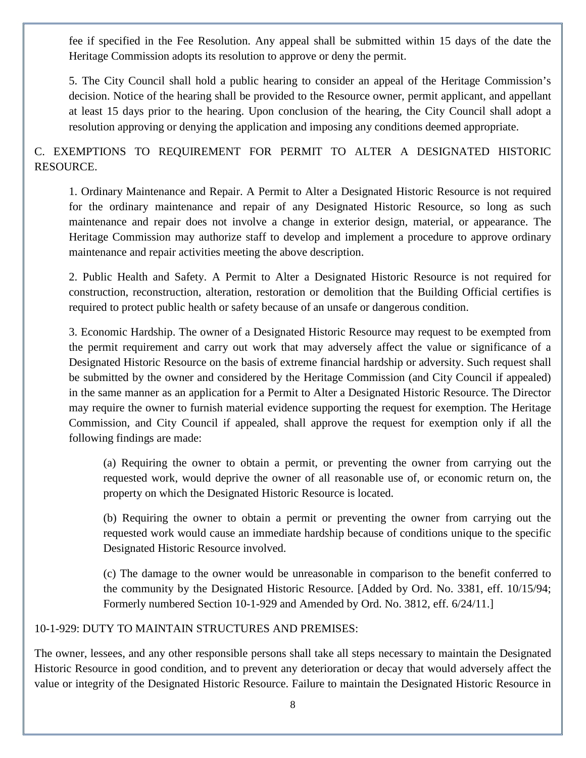fee if specified in the Fee Resolution. Any appeal shall be submitted within 15 days of the date the Heritage Commission adopts its resolution to approve or deny the permit.

5. The City Council shall hold a public hearing to consider an appeal of the Heritage Commission's decision. Notice of the hearing shall be provided to the Resource owner, permit applicant, and appellant at least 15 days prior to the hearing. Upon conclusion of the hearing, the City Council shall adopt a resolution approving or denying the application and imposing any conditions deemed appropriate.

C. EXEMPTIONS TO REQUIREMENT FOR PERMIT TO ALTER A DESIGNATED HISTORIC RESOURCE.

1. Ordinary Maintenance and Repair. A Permit to Alter a Designated Historic Resource is not required for the ordinary maintenance and repair of any Designated Historic Resource, so long as such maintenance and repair does not involve a change in exterior design, material, or appearance. The Heritage Commission may authorize staff to develop and implement a procedure to approve ordinary maintenance and repair activities meeting the above description.

2. Public Health and Safety. A Permit to Alter a Designated Historic Resource is not required for construction, reconstruction, alteration, restoration or demolition that the Building Official certifies is required to protect public health or safety because of an unsafe or dangerous condition.

3. Economic Hardship. The owner of a Designated Historic Resource may request to be exempted from the permit requirement and carry out work that may adversely affect the value or significance of a Designated Historic Resource on the basis of extreme financial hardship or adversity. Such request shall be submitted by the owner and considered by the Heritage Commission (and City Council if appealed) in the same manner as an application for a Permit to Alter a Designated Historic Resource. The Director may require the owner to furnish material evidence supporting the request for exemption. The Heritage Commission, and City Council if appealed, shall approve the request for exemption only if all the following findings are made:

(a) Requiring the owner to obtain a permit, or preventing the owner from carrying out the requested work, would deprive the owner of all reasonable use of, or economic return on, the property on which the Designated Historic Resource is located.

(b) Requiring the owner to obtain a permit or preventing the owner from carrying out the requested work would cause an immediate hardship because of conditions unique to the specific Designated Historic Resource involved.

(c) The damage to the owner would be unreasonable in comparison to the benefit conferred to the community by the Designated Historic Resource. [Added by Ord. No. 3381, eff. 10/15/94; Formerly numbered Section 10-1-929 and Amended by Ord. No. 3812, eff. 6/24/11.]

10-1-929: DUTY TO MAINTAIN STRUCTURES AND PREMISES:

The owner, lessees, and any other responsible persons shall take all steps necessary to maintain the Designated Historic Resource in good condition, and to prevent any deterioration or decay that would adversely affect the value or integrity of the Designated Historic Resource. Failure to maintain the Designated Historic Resource in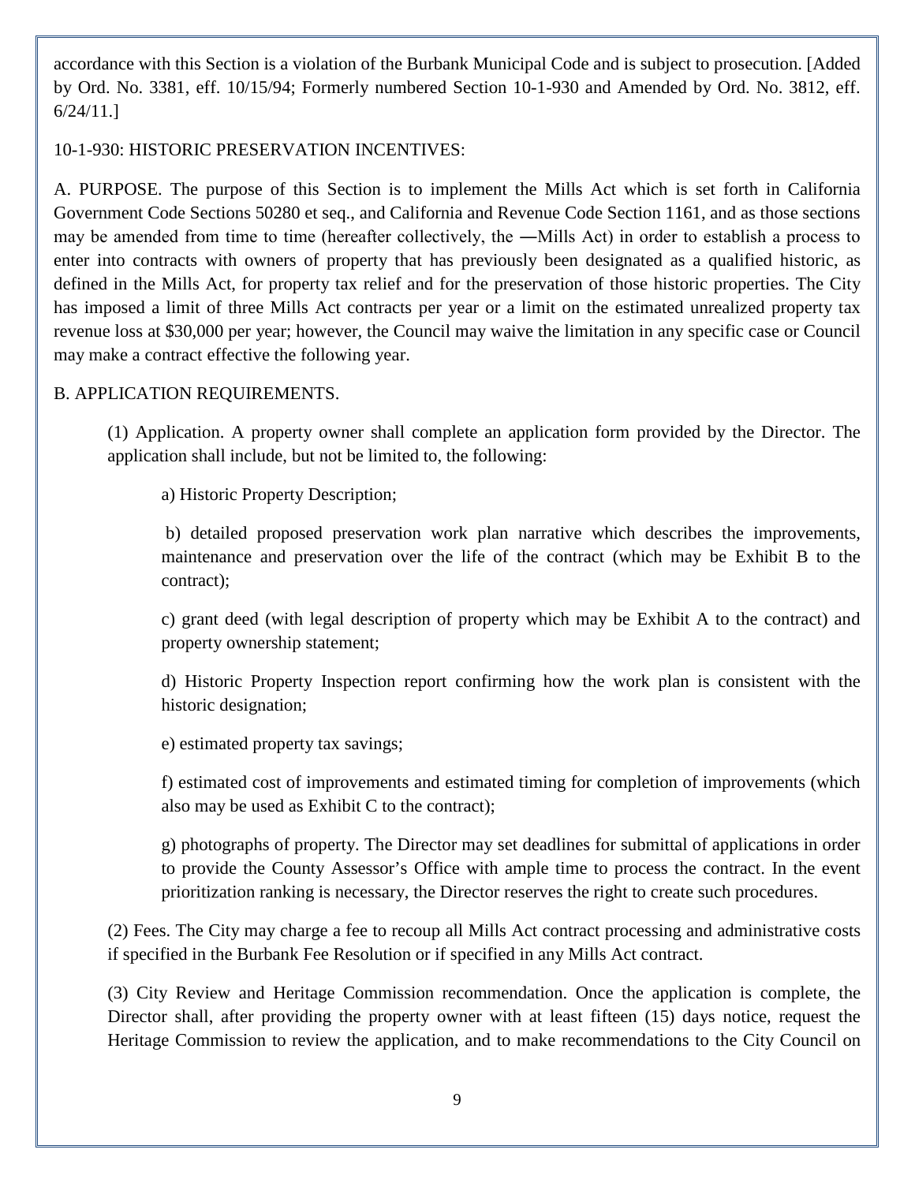accordance with this Section is a violation of the Burbank Municipal Code and is subject to prosecution. [Added by Ord. No. 3381, eff. 10/15/94; Formerly numbered Section 10-1-930 and Amended by Ord. No. 3812, eff. 6/24/11.]

10-1-930: HISTORIC PRESERVATION INCENTIVES:

A. PURPOSE. The purpose of this Section is to implement the Mills Act which is set forth in California Government Code Sections 50280 et seq., and California and Revenue Code Section 1161, and as those sections may be amended from time to time (hereafter collectively, the ―Mills Act) in order to establish a process to enter into contracts with owners of property that has previously been designated as a qualified historic, as defined in the Mills Act, for property tax relief and for the preservation of those historic properties. The City has imposed a limit of three Mills Act contracts per year or a limit on the estimated unrealized property tax revenue loss at $30,000 per year; however, the Council may waive the limitation in any specific case or Council may make a contract effective the following year.

B. APPLICATION REQUIREMENTS.

(1) Application. A property owner shall complete an application form provided by the Director. The application shall include, but not be limited to, the following:

a) Historic Property Description;

b) detailed proposed preservation work plan narrative which describes the improvements, maintenance and preservation over the life of the contract (which may be Exhibit B to the contract);

c) grant deed (with legal description of property which may be Exhibit A to the contract) and property ownership statement;

d) Historic Property Inspection report confirming how the work plan is consistent with the historic designation;

e) estimated property tax savings;

f) estimated cost of improvements and estimated timing for completion of improvements (which also may be used as Exhibit C to the contract);

g) photographs of property. The Director may set deadlines for submittal of applications in order to provide the County Assessor's Office with ample time to process the contract. In the event prioritization ranking is necessary, the Director reserves the right to create such procedures.

(2) Fees. The City may charge a fee to recoup all Mills Act contract processing and administrative costs if specified in the Burbank Fee Resolution or if specified in any Mills Act contract.

(3) City Review and Heritage Commission recommendation. Once the application is complete, the Director shall, after providing the property owner with at least fifteen (15) days notice, request the Heritage Commission to review the application, and to make recommendations to the City Council on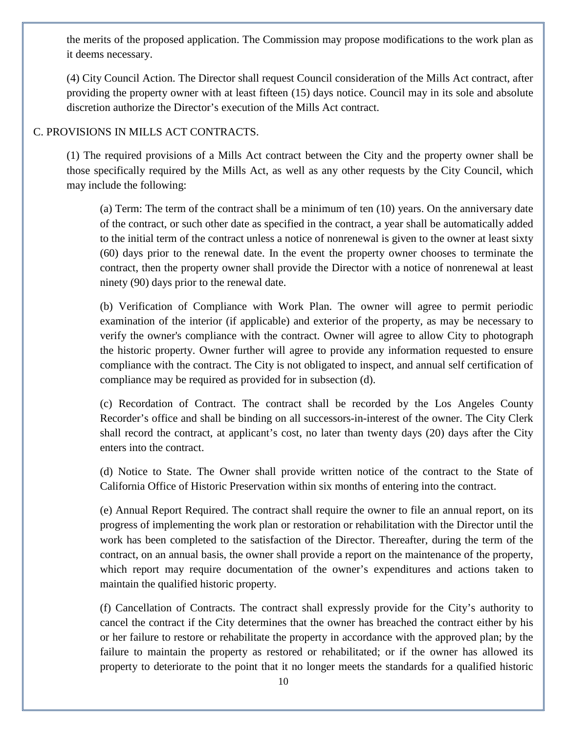the merits of the proposed application. The Commission may propose modifications to the work plan as it deems necessary.

(4) City Council Action. The Director shall request Council consideration of the Mills Act contract, after providing the property owner with at least fifteen (15) days notice. Council may in its sole and absolute discretion authorize the Director's execution of the Mills Act contract.

C. PROVISIONS IN MILLS ACT CONTRACTS.

(1) The required provisions of a Mills Act contract between the City and the property owner shall be those specifically required by the Mills Act, as well as any other requests by the City Council, which may include the following:

(a) Term: The term of the contract shall be a minimum of ten (10) years. On the anniversary date of the contract, or such other date as specified in the contract, a year shall be automatically added to the initial term of the contract unless a notice of nonrenewal is given to the owner at least sixty (60) days prior to the renewal date. In the event the property owner chooses to terminate the contract, then the property owner shall provide the Director with a notice of nonrenewal at least ninety (90) days prior to the renewal date.

(b) Verification of Compliance with Work Plan. The owner will agree to permit periodic examination of the interior (if applicable) and exterior of the property, as may be necessary to verify the owner's compliance with the contract. Owner will agree to allow City to photograph the historic property. Owner further will agree to provide any information requested to ensure compliance with the contract. The City is not obligated to inspect, and annual self certification of compliance may be required as provided for in subsection (d).

(c) Recordation of Contract. The contract shall be recorded by the Los Angeles County Recorder's office and shall be binding on all successors-in-interest of the owner. The City Clerk shall record the contract, at applicant's cost, no later than twenty days (20) days after the City enters into the contract.

(d) Notice to State. The Owner shall provide written notice of the contract to the State of California Office of Historic Preservation within six months of entering into the contract.

(e) Annual Report Required. The contract shall require the owner to file an annual report, on its progress of implementing the work plan or restoration or rehabilitation with the Director until the work has been completed to the satisfaction of the Director. Thereafter, during the term of the contract, on an annual basis, the owner shall provide a report on the maintenance of the property, which report may require documentation of the owner's expenditures and actions taken to maintain the qualified historic property.

(f) Cancellation of Contracts. The contract shall expressly provide for the City's authority to cancel the contract if the City determines that the owner has breached the contract either by his or her failure to restore or rehabilitate the property in accordance with the approved plan; by the failure to maintain the property as restored or rehabilitated; or if the owner has allowed its property to deteriorate to the point that it no longer meets the standards for a qualified historic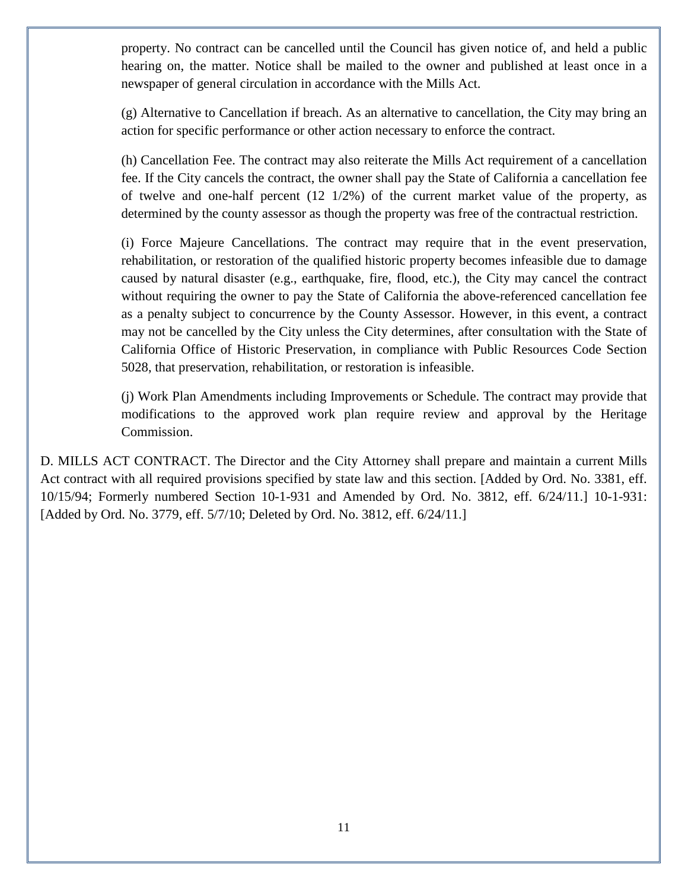property. No contract can be cancelled until the Council has given notice of, and held a public hearing on, the matter. Notice shall be mailed to the owner and published at least once in a newspaper of general circulation in accordance with the Mills Act.

(g) Alternative to Cancellation if breach. As an alternative to cancellation, the City may bring an action for specific performance or other action necessary to enforce the contract.

(h) Cancellation Fee. The contract may also reiterate the Mills Act requirement of a cancellation fee. If the City cancels the contract, the owner shall pay the State of California a cancellation fee of twelve and one-half percent (12 1/2%) of the current market value of the property, as determined by the county assessor as though the property was free of the contractual restriction.

(i) Force Majeure Cancellations. The contract may require that in the event preservation, rehabilitation, or restoration of the qualified historic property becomes infeasible due to damage caused by natural disaster (e.g., earthquake, fire, flood, etc.), the City may cancel the contract without requiring the owner to pay the State of California the above-referenced cancellation fee as a penalty subject to concurrence by the County Assessor. However, in this event, a contract may not be cancelled by the City unless the City determines, after consultation with the State of California Office of Historic Preservation, in compliance with Public Resources Code Section 5028, that preservation, rehabilitation, or restoration is infeasible.

(j) Work Plan Amendments including Improvements or Schedule. The contract may provide that modifications to the approved work plan require review and approval by the Heritage Commission.

D. MILLS ACT CONTRACT. The Director and the City Attorney shall prepare and maintain a current Mills Act contract with all required provisions specified by state law and this section. [Added by Ord. No. 3381, eff. 10/15/94; Formerly numbered Section 10-1-931 and Amended by Ord. No. 3812, eff. 6/24/11.] 10-1-931: [Added by Ord. No. 3779, eff. 5/7/10; Deleted by Ord. No. 3812, eff. 6/24/11.]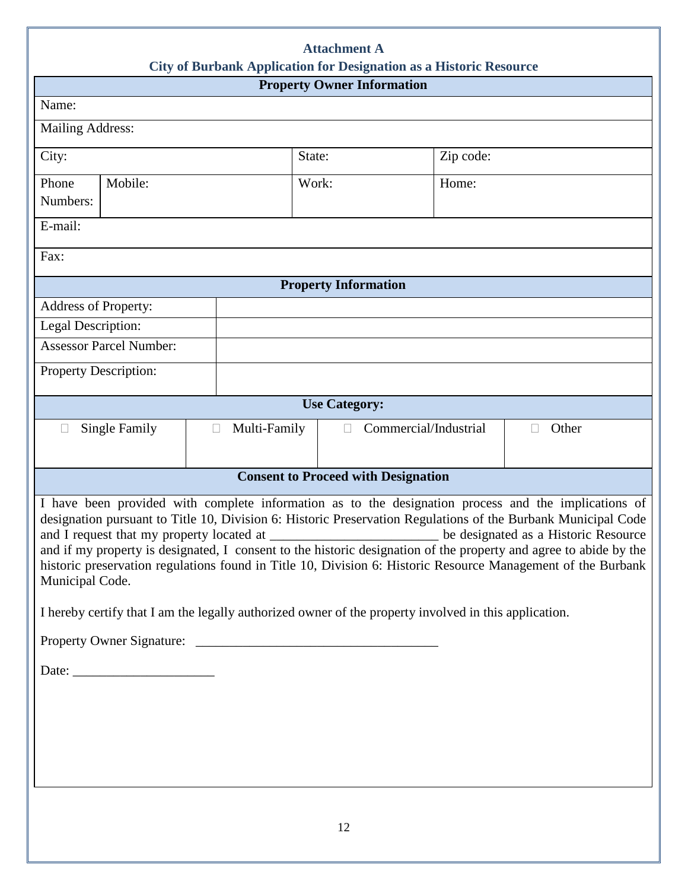**Attachment A**

**City of Burbank Application for Designation as a Historic Resource**

| **Property Owner Information** | | | |
|---|---|---|---|
| Name: | | | |
| Mailing Address: | | | |
| City: | | State: | Zip code: |
| Phone Numbers: | Mobile: | Work: | Home: |
| E-mail: | | | |
| Fax: | | | |

| **Property Information** | |
|---|---|
| Address of Property: | |
| Legal Description: | |
| Assessor Parcel Number: | |
| Property Description: | |

| **Use Category:** | | | |
|---|---|---|---|
| ☐ Single Family | ☐ Multi-Family | ☐ Commercial/Industrial | ☐ Other |

**Consent to Proceed with Designation**

I have been provided with complete information as to the designation process and the implications of designation pursuant to Title 10, Division 6: Historic Preservation Regulations of the Burbank Municipal Code and I request that my property located at _________________________ be designated as a Historic Resource and if my property is designated, I consent to the historic designation of the property and agree to abide by the historic preservation regulations found in Title 10, Division 6: Historic Resource Management of the Burbank Municipal Code.

I hereby certify that I am the legally authorized owner of the property involved in this application.

Property Owner Signature: ____________________________________

Date: _____________________